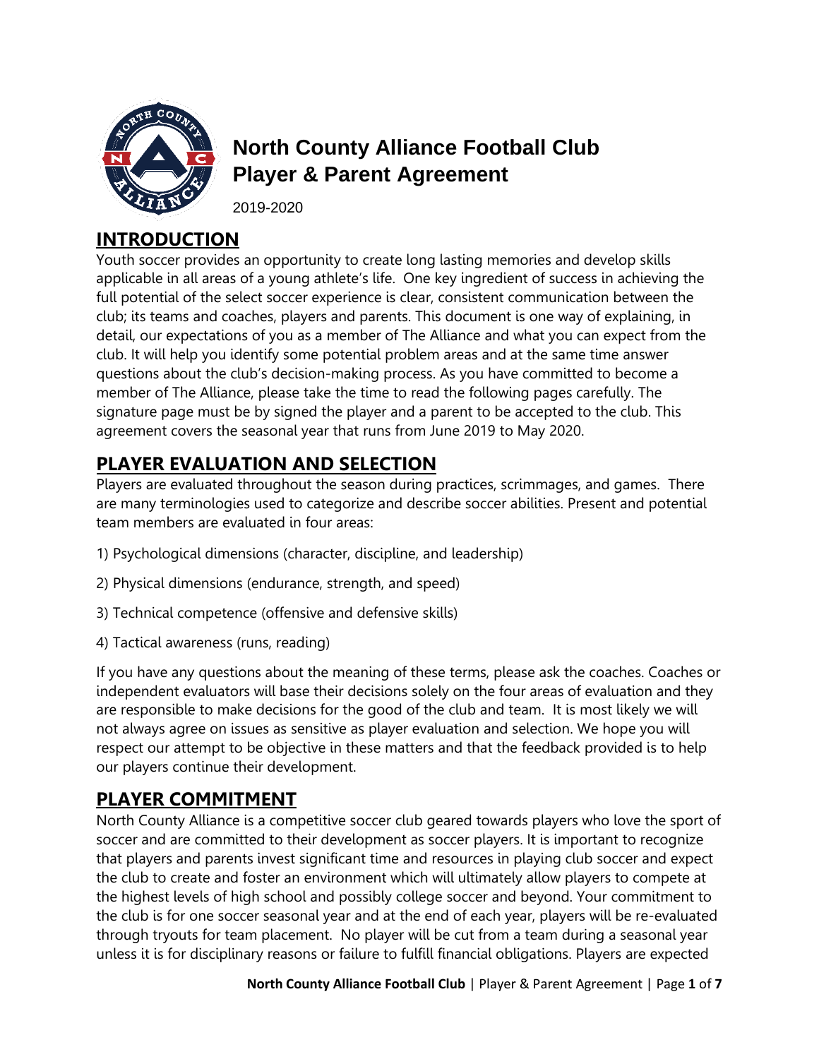# North County Alliance Football Club Player & Parent Agreement

2019-2020

## INTRODUCTION

Youth soccer provides an opportunity to create long lasting memories and develop skills applicable in all areas of a young athlete's life. One key ingredient of success in achieving the full potential of the select soccer experience is clear, consistent communication between the club; its teams and coaches, players and parents. This document is one way of explaining, in detail, our expectations of you as a member of The Alliance and what you can expect from the club. It will help you identify some potential problem areas and at the same time answer questions about the club's decision-making process. As you have committed to become a member of The Alliance, please take the time to read the following pages carefully. The signature page must be by signed the player and a parent to be accepted to the club. This agreement covers the seasonal year that runs from June 2019 to May 2020.

## PLAYER EVALUATION AND SELECTION

Players are evaluated throughout the season during practices, scrimmages, and games. There are many terminologies used to categorize and describe soccer abilities. Present and potential team members are evaluated in four areas:

1) Psychological dimensions (character, discipline, and leadership)

2) Physical dimensions (endurance, strength, and speed)

3) Technical competence (offensive and defensive skills)

4) Tactical awareness (runs, reading)

If you have any questions about the meaning of these terms, please ask the coaches. Coaches or independent evaluators will base their decisions solely on the four areas of evaluation and they are responsible to make decisions for the good of the club and team. It is most likely we will not always agree on issues as sensitive as player evaluation and selection. We hope you will respect our attempt to be objective in these matters and that the feedback provided is to help our players continue their development.

## PLAYER COMMITMENT

North County Alliance is a competitive soccer club geared towards players who love the sport of soccer and are committed to their development as soccer players. It is important to recognize that players and parents invest significant time and resources in playing club soccer and expect the club to create and foster an environment which will ultimately allow players to compete at the highest levels of high school and possibly college soccer and beyond. Your commitment to the club is for one soccer seasonal year and at the end of each year, players will be re-evaluated through tryouts for team placement. No player will be cut from a team during a seasonal year unless it is for disciplinary reasons or failure to fulfill financial obligations. Players are expected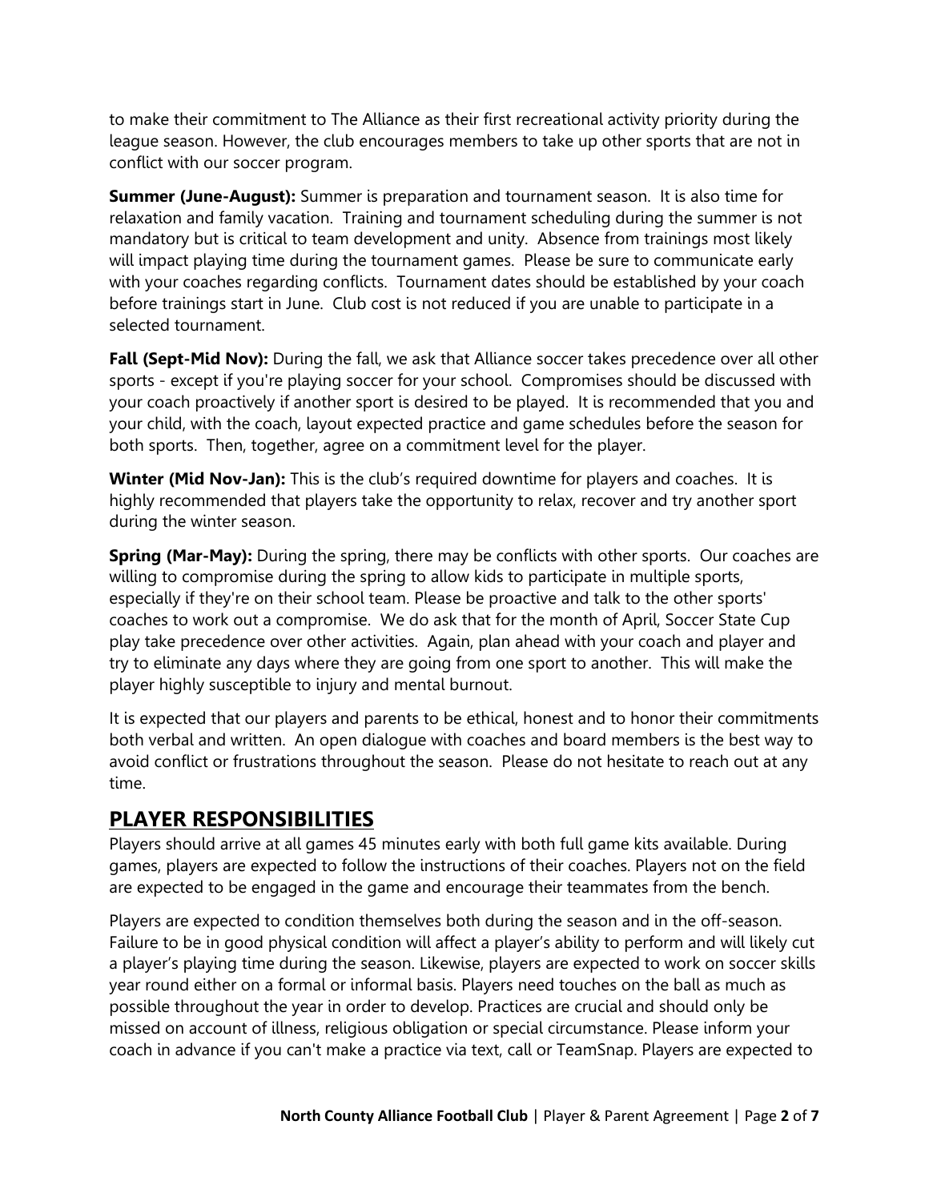to make their commitment to The Alliance as their first recreational activity priority during the league season. However, the club encourages members to take up other sports that are not in conflict with our soccer program.

**Summer (June-August):** Summer is preparation and tournament season. It is also time for relaxation and family vacation. Training and tournament scheduling during the summer is not mandatory but is critical to team development and unity. Absence from trainings most likely will impact playing time during the tournament games. Please be sure to communicate early with your coaches regarding conflicts. Tournament dates should be established by your coach before trainings start in June. Club cost is not reduced if you are unable to participate in a selected tournament.

**Fall (Sept-Mid Nov):** During the fall, we ask that Alliance soccer takes precedence over all other sports - except if you're playing soccer for your school. Compromises should be discussed with your coach proactively if another sport is desired to be played. It is recommended that you and your child, with the coach, layout expected practice and game schedules before the season for both sports. Then, together, agree on a commitment level for the player.

**Winter (Mid Nov-Jan):** This is the club's required downtime for players and coaches. It is highly recommended that players take the opportunity to relax, recover and try another sport during the winter season.

**Spring (Mar-May):** During the spring, there may be conflicts with other sports. Our coaches are willing to compromise during the spring to allow kids to participate in multiple sports, especially if they're on their school team. Please be proactive and talk to the other sports' coaches to work out a compromise. We do ask that for the month of April, Soccer State Cup play take precedence over other activities. Again, plan ahead with your coach and player and try to eliminate any days where they are going from one sport to another. This will make the player highly susceptible to injury and mental burnout.

It is expected that our players and parents to be ethical, honest and to honor their commitments both verbal and written. An open dialogue with coaches and board members is the best way to avoid conflict or frustrations throughout the season. Please do not hesitate to reach out at any time.

## PLAYER RESPONSIBILITIES

Players should arrive at all games 45 minutes early with both full game kits available. During games, players are expected to follow the instructions of their coaches. Players not on the field are expected to be engaged in the game and encourage their teammates from the bench.

Players are expected to condition themselves both during the season and in the off-season. Failure to be in good physical condition will affect a player's ability to perform and will likely cut a player's playing time during the season. Likewise, players are expected to work on soccer skills year round either on a formal or informal basis. Players need touches on the ball as much as possible throughout the year in order to develop. Practices are crucial and should only be missed on account of illness, religious obligation or special circumstance. Please inform your coach in advance if you can't make a practice via text, call or TeamSnap. Players are expected to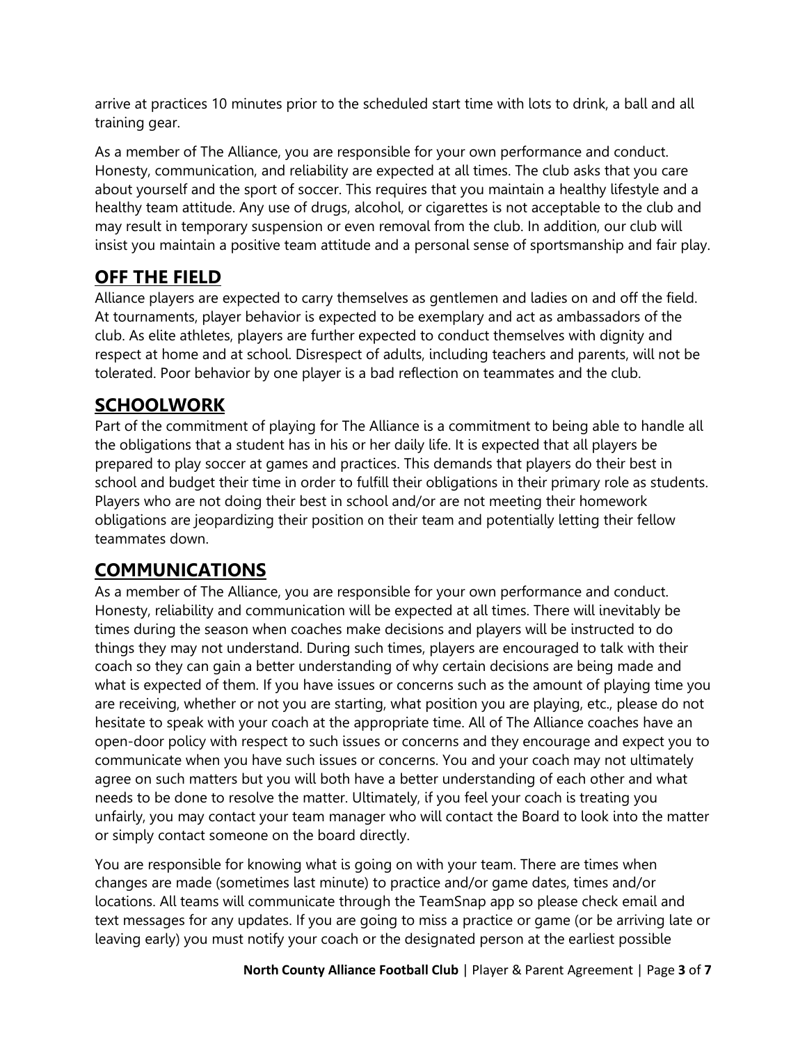arrive at practices 10 minutes prior to the scheduled start time with lots to drink, a ball and all training gear.

As a member of The Alliance, you are responsible for your own performance and conduct. Honesty, communication, and reliability are expected at all times. The club asks that you care about yourself and the sport of soccer. This requires that you maintain a healthy lifestyle and a healthy team attitude. Any use of drugs, alcohol, or cigarettes is not acceptable to the club and may result in temporary suspension or even removal from the club. In addition, our club will insist you maintain a positive team attitude and a personal sense of sportsmanship and fair play.

## OFF THE FIELD

Alliance players are expected to carry themselves as gentlemen and ladies on and off the field. At tournaments, player behavior is expected to be exemplary and act as ambassadors of the club. As elite athletes, players are further expected to conduct themselves with dignity and respect at home and at school. Disrespect of adults, including teachers and parents, will not be tolerated. Poor behavior by one player is a bad reflection on teammates and the club.

## SCHOOLWORK

Part of the commitment of playing for The Alliance is a commitment to being able to handle all the obligations that a student has in his or her daily life. It is expected that all players be prepared to play soccer at games and practices. This demands that players do their best in school and budget their time in order to fulfill their obligations in their primary role as students. Players who are not doing their best in school and/or are not meeting their homework obligations are jeopardizing their position on their team and potentially letting their fellow teammates down.

## COMMUNICATIONS

As a member of The Alliance, you are responsible for your own performance and conduct. Honesty, reliability and communication will be expected at all times. There will inevitably be times during the season when coaches make decisions and players will be instructed to do things they may not understand. During such times, players are encouraged to talk with their coach so they can gain a better understanding of why certain decisions are being made and what is expected of them. If you have issues or concerns such as the amount of playing time you are receiving, whether or not you are starting, what position you are playing, etc., please do not hesitate to speak with your coach at the appropriate time. All of The Alliance coaches have an open-door policy with respect to such issues or concerns and they encourage and expect you to communicate when you have such issues or concerns. You and your coach may not ultimately agree on such matters but you will both have a better understanding of each other and what needs to be done to resolve the matter. Ultimately, if you feel your coach is treating you unfairly, you may contact your team manager who will contact the Board to look into the matter or simply contact someone on the board directly.

You are responsible for knowing what is going on with your team. There are times when changes are made (sometimes last minute) to practice and/or game dates, times and/or locations. All teams will communicate through the TeamSnap app so please check email and text messages for any updates. If you are going to miss a practice or game (or be arriving late or leaving early) you must notify your coach or the designated person at the earliest possible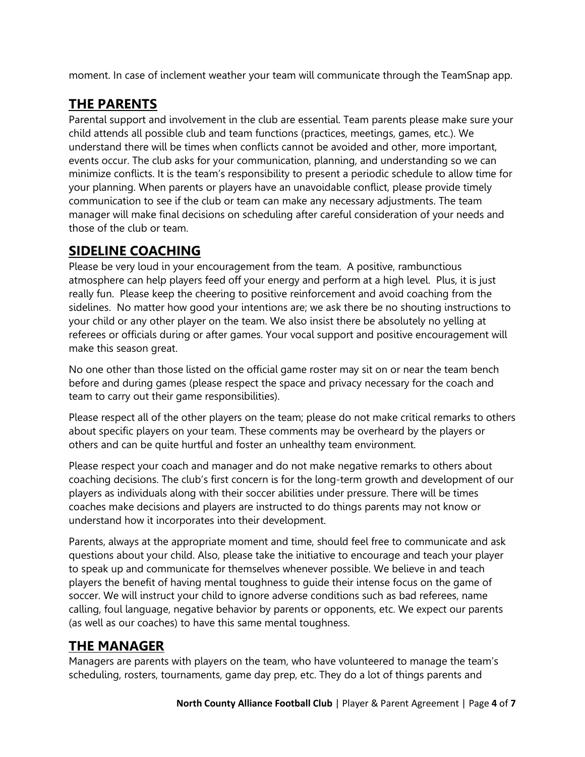moment. In case of inclement weather your team will communicate through the TeamSnap app.

## THE PARENTS

Parental support and involvement in the club are essential. Team parents please make sure your child attends all possible club and team functions (practices, meetings, games, etc.). We understand there will be times when conflicts cannot be avoided and other, more important, events occur. The club asks for your communication, planning, and understanding so we can minimize conflicts. It is the team's responsibility to present a periodic schedule to allow time for your planning. When parents or players have an unavoidable conflict, please provide timely communication to see if the club or team can make any necessary adjustments. The team manager will make final decisions on scheduling after careful consideration of your needs and those of the club or team.

## SIDELINE COACHING

Please be very loud in your encouragement from the team. A positive, rambunctious atmosphere can help players feed off your energy and perform at a high level. Plus, it is just really fun. Please keep the cheering to positive reinforcement and avoid coaching from the sidelines. No matter how good your intentions are; we ask there be no shouting instructions to your child or any other player on the team. We also insist there be absolutely no yelling at referees or officials during or after games. Your vocal support and positive encouragement will make this season great.

No one other than those listed on the official game roster may sit on or near the team bench before and during games (please respect the space and privacy necessary for the coach and team to carry out their game responsibilities).

Please respect all of the other players on the team; please do not make critical remarks to others about specific players on your team. These comments may be overheard by the players or others and can be quite hurtful and foster an unhealthy team environment.

Please respect your coach and manager and do not make negative remarks to others about coaching decisions. The club's first concern is for the long-term growth and development of our players as individuals along with their soccer abilities under pressure. There will be times coaches make decisions and players are instructed to do things parents may not know or understand how it incorporates into their development.

Parents, always at the appropriate moment and time, should feel free to communicate and ask questions about your child. Also, please take the initiative to encourage and teach your player to speak up and communicate for themselves whenever possible. We believe in and teach players the benefit of having mental toughness to guide their intense focus on the game of soccer. We will instruct your child to ignore adverse conditions such as bad referees, name calling, foul language, negative behavior by parents or opponents, etc. We expect our parents (as well as our coaches) to have this same mental toughness.

## THE MANAGER

Managers are parents with players on the team, who have volunteered to manage the team's scheduling, rosters, tournaments, game day prep, etc. They do a lot of things parents and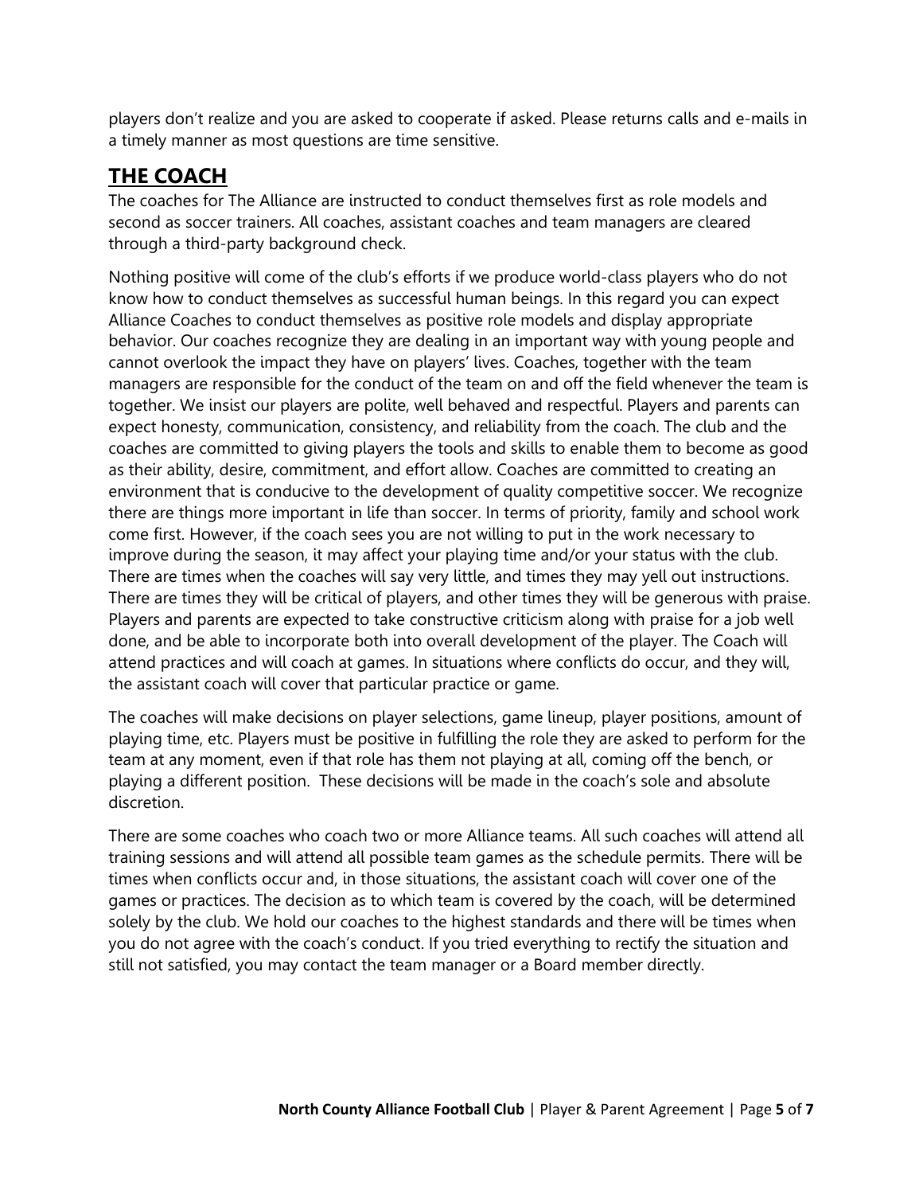players don't realize and you are asked to cooperate if asked. Please returns calls and e-mails in a timely manner as most questions are time sensitive.

## THE COACH

The coaches for The Alliance are instructed to conduct themselves first as role models and second as soccer trainers. All coaches, assistant coaches and team managers are cleared through a third-party background check.

Nothing positive will come of the club's efforts if we produce world-class players who do not know how to conduct themselves as successful human beings. In this regard you can expect Alliance Coaches to conduct themselves as positive role models and display appropriate behavior. Our coaches recognize they are dealing in an important way with young people and cannot overlook the impact they have on players' lives. Coaches, together with the team managers are responsible for the conduct of the team on and off the field whenever the team is together. We insist our players are polite, well behaved and respectful. Players and parents can expect honesty, communication, consistency, and reliability from the coach. The club and the coaches are committed to giving players the tools and skills to enable them to become as good as their ability, desire, commitment, and effort allow. Coaches are committed to creating an environment that is conducive to the development of quality competitive soccer. We recognize there are things more important in life than soccer. In terms of priority, family and school work come first. However, if the coach sees you are not willing to put in the work necessary to improve during the season, it may affect your playing time and/or your status with the club. There are times when the coaches will say very little, and times they may yell out instructions. There are times they will be critical of players, and other times they will be generous with praise. Players and parents are expected to take constructive criticism along with praise for a job well done, and be able to incorporate both into overall development of the player. The Coach will attend practices and will coach at games. In situations where conflicts do occur, and they will, the assistant coach will cover that particular practice or game.

The coaches will make decisions on player selections, game lineup, player positions, amount of playing time, etc. Players must be positive in fulfilling the role they are asked to perform for the team at any moment, even if that role has them not playing at all, coming off the bench, or playing a different position. These decisions will be made in the coach's sole and absolute discretion.

There are some coaches who coach two or more Alliance teams. All such coaches will attend all training sessions and will attend all possible team games as the schedule permits. There will be times when conflicts occur and, in those situations, the assistant coach will cover one of the games or practices. The decision as to which team is covered by the coach, will be determined solely by the club. We hold our coaches to the highest standards and there will be times when you do not agree with the coach's conduct. If you tried everything to rectify the situation and still not satisfied, you may contact the team manager or a Board member directly.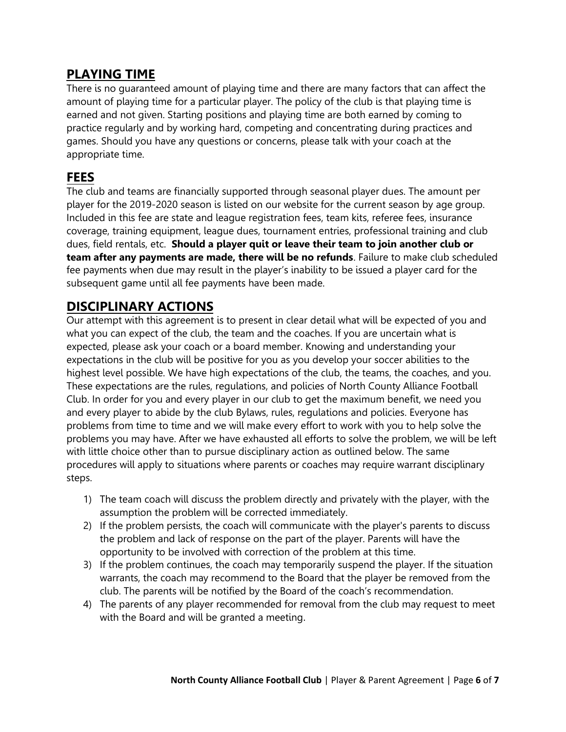## PLAYING TIME

There is no guaranteed amount of playing time and there are many factors that can affect the amount of playing time for a particular player. The policy of the club is that playing time is earned and not given. Starting positions and playing time are both earned by coming to practice regularly and by working hard, competing and concentrating during practices and games. Should you have any questions or concerns, please talk with your coach at the appropriate time.

## FEES

The club and teams are financially supported through seasonal player dues. The amount per player for the 2019-2020 season is listed on our website for the current season by age group. Included in this fee are state and league registration fees, team kits, referee fees, insurance coverage, training equipment, league dues, tournament entries, professional training and club dues, field rentals, etc. **Should a player quit or leave their team to join another club or team after any payments are made, there will be no refunds**. Failure to make club scheduled fee payments when due may result in the player's inability to be issued a player card for the subsequent game until all fee payments have been made.

## DISCIPLINARY ACTIONS

Our attempt with this agreement is to present in clear detail what will be expected of you and what you can expect of the club, the team and the coaches. If you are uncertain what is expected, please ask your coach or a board member. Knowing and understanding your expectations in the club will be positive for you as you develop your soccer abilities to the highest level possible. We have high expectations of the club, the teams, the coaches, and you. These expectations are the rules, regulations, and policies of North County Alliance Football Club. In order for you and every player in our club to get the maximum benefit, we need you and every player to abide by the club Bylaws, rules, regulations and policies. Everyone has problems from time to time and we will make every effort to work with you to help solve the problems you may have. After we have exhausted all efforts to solve the problem, we will be left with little choice other than to pursue disciplinary action as outlined below. The same procedures will apply to situations where parents or coaches may require warrant disciplinary steps.

1) The team coach will discuss the problem directly and privately with the player, with the assumption the problem will be corrected immediately.
2) If the problem persists, the coach will communicate with the player's parents to discuss the problem and lack of response on the part of the player. Parents will have the opportunity to be involved with correction of the problem at this time.
3) If the problem continues, the coach may temporarily suspend the player. If the situation warrants, the coach may recommend to the Board that the player be removed from the club. The parents will be notified by the Board of the coach's recommendation.
4) The parents of any player recommended for removal from the club may request to meet with the Board and will be granted a meeting.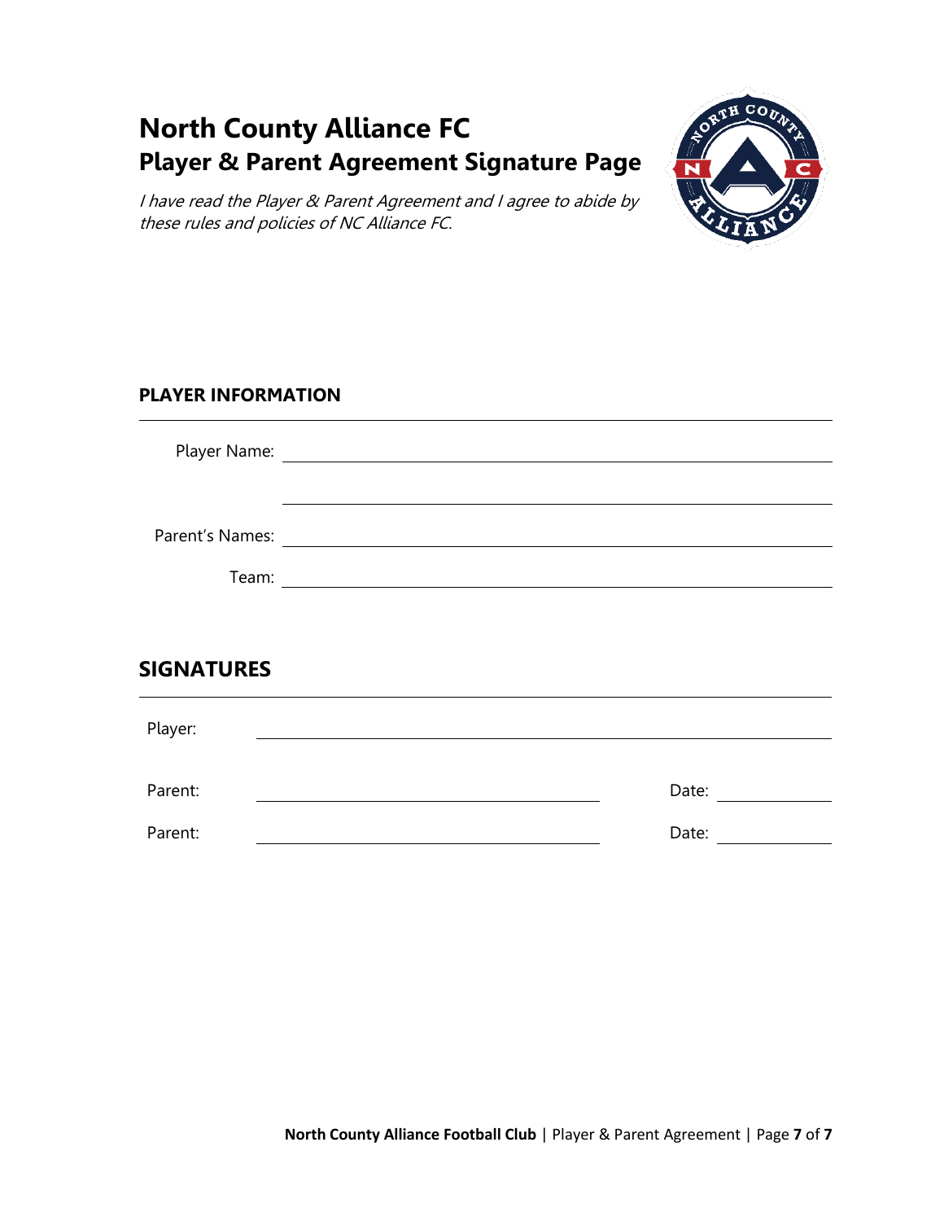# North County Alliance FC
## Player & Parent Agreement Signature Page

*I have read the Player & Parent Agreement and I agree to abide by these rules and policies of NC Alliance FC.*

### PLAYER INFORMATION

Player Name: ______________________________

______________________________

Parent's Names: ______________________________

Team: ______________________________

## SIGNATURES

Player: ______________________________

Parent: ______________________ Date: __________

Parent: ______________________ Date: __________